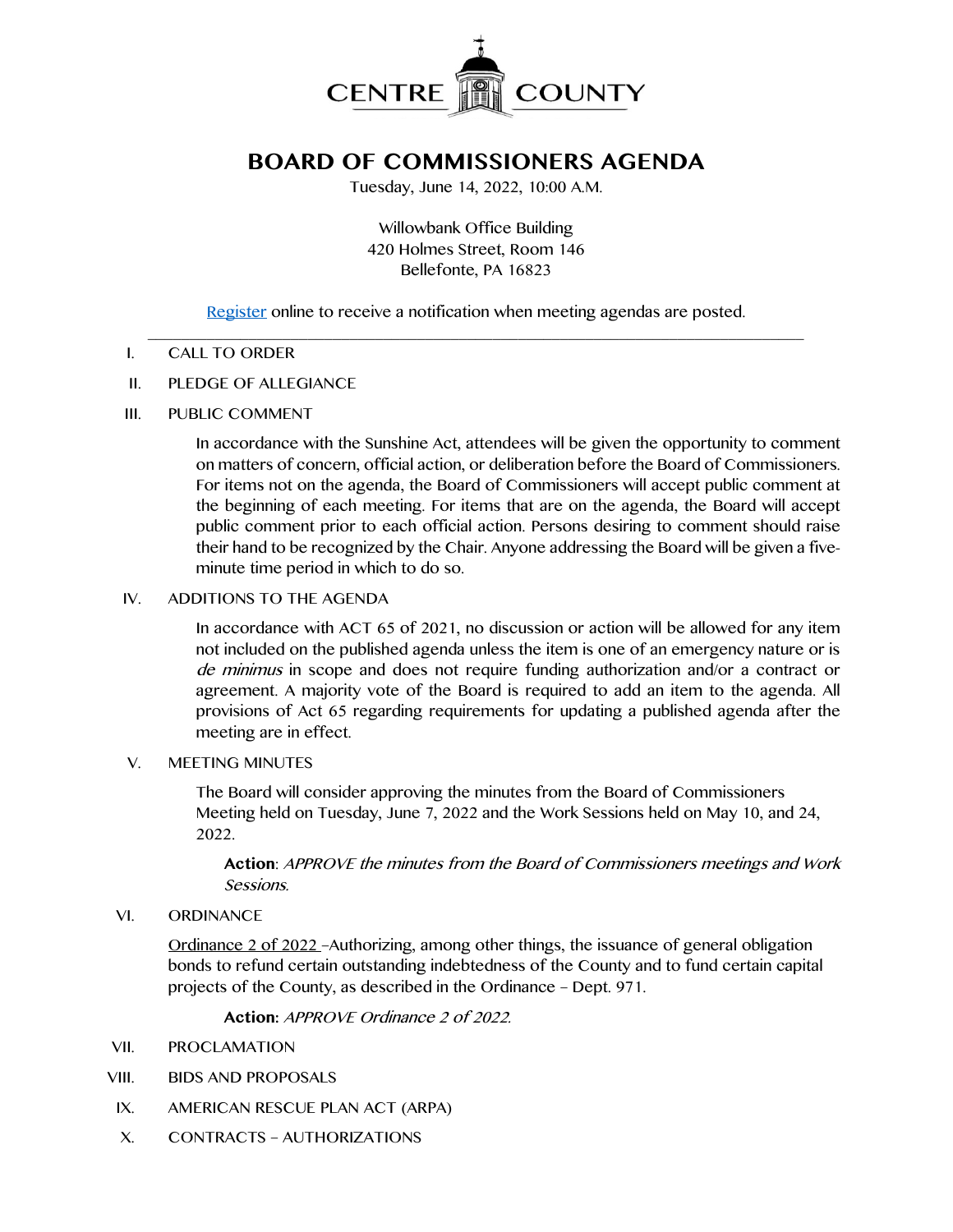CENTRE COUNTY

# BOARD OF COMMISSIONERS AGENDA

Tuesday, June 14, 2022, 10:00 A.M.

Willowbank Office Building
420 Holmes Street, Room 146
Bellefonte, PA 16823

Register online to receive a notification when meeting agendas are posted.

---

I. CALL TO ORDER

II. PLEDGE OF ALLEGIANCE

III. PUBLIC COMMENT

In accordance with the Sunshine Act, attendees will be given the opportunity to comment on matters of concern, official action, or deliberation before the Board of Commissioners. For items not on the agenda, the Board of Commissioners will accept public comment at the beginning of each meeting. For items that are on the agenda, the Board will accept public comment prior to each official action. Persons desiring to comment should raise their hand to be recognized by the Chair. Anyone addressing the Board will be given a five-minute time period in which to do so.

IV. ADDITIONS TO THE AGENDA

In accordance with ACT 65 of 2021, no discussion or action will be allowed for any item not included on the published agenda unless the item is one of an emergency nature or is *de minimus* in scope and does not require funding authorization and/or a contract or agreement. A majority vote of the Board is required to add an item to the agenda. All provisions of Act 65 regarding requirements for updating a published agenda after the meeting are in effect.

V. MEETING MINUTES

The Board will consider approving the minutes from the Board of Commissioners Meeting held on Tuesday, June 7, 2022 and the Work Sessions held on May 10, and 24, 2022.

**Action**: *APPROVE the minutes from the Board of Commissioners meetings and Work Sessions.*

VI. ORDINANCE

Ordinance 2 of 2022 –Authorizing, among other things, the issuance of general obligation bonds to refund certain outstanding indebtedness of the County and to fund certain capital projects of the County, as described in the Ordinance – Dept. 971.

**Action:** *APPROVE Ordinance 2 of 2022.*

VII. PROCLAMATION

VIII. BIDS AND PROPOSALS

IX. AMERICAN RESCUE PLAN ACT (ARPA)

X. CONTRACTS – AUTHORIZATIONS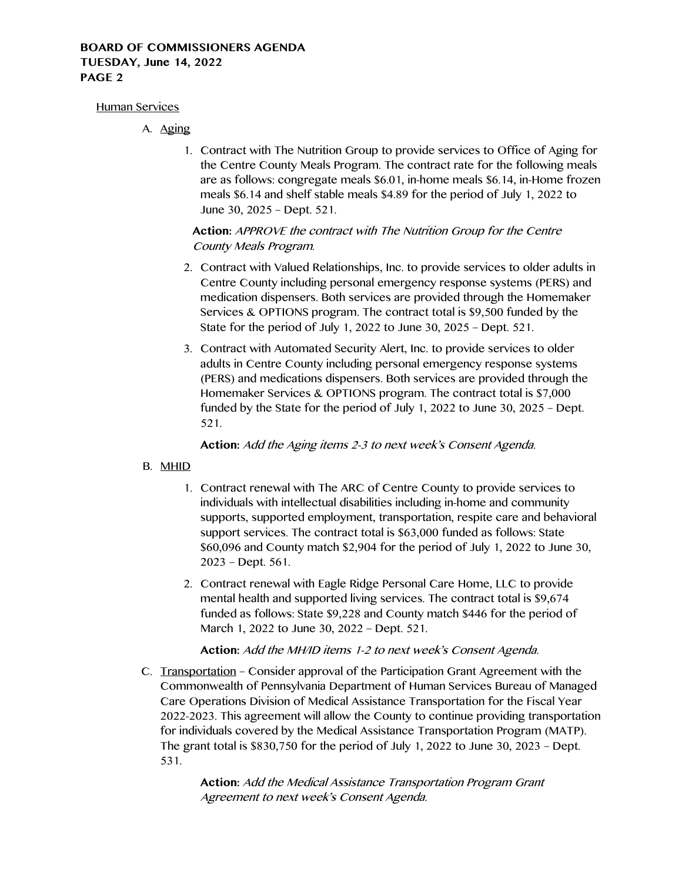Human Services

A. Aging

1. Contract with The Nutrition Group to provide services to Office of Aging for the Centre County Meals Program. The contract rate for the following meals are as follows: congregate meals $6.01, in-home meals $6.14, in-Home frozen meals $6.14 and shelf stable meals $4.89 for the period of July 1, 2022 to June 30, 2025 – Dept. 521.

   **Action:** *APPROVE the contract with The Nutrition Group for the Centre County Meals Program.*

2. Contract with Valued Relationships, Inc. to provide services to older adults in Centre County including personal emergency response systems (PERS) and medication dispensers. Both services are provided through the Homemaker Services & OPTIONS program. The contract total is $9,500 funded by the State for the period of July 1, 2022 to June 30, 2025 – Dept. 521.

3. Contract with Automated Security Alert, Inc. to provide services to older adults in Centre County including personal emergency response systems (PERS) and medications dispensers. Both services are provided through the Homemaker Services & OPTIONS program. The contract total is $7,000 funded by the State for the period of July 1, 2022 to June 30, 2025 – Dept. 521.

   **Action:** *Add the Aging items 2-3 to next week's Consent Agenda.*

B. MHID

1. Contract renewal with The ARC of Centre County to provide services to individuals with intellectual disabilities including in-home and community supports, supported employment, transportation, respite care and behavioral support services. The contract total is $63,000 funded as follows: State $60,096 and County match $2,904 for the period of July 1, 2022 to June 30, 2023 – Dept. 561.

2. Contract renewal with Eagle Ridge Personal Care Home, LLC to provide mental health and supported living services. The contract total is $9,674 funded as follows: State $9,228 and County match $446 for the period of March 1, 2022 to June 30, 2022 – Dept. 521.

   **Action:** *Add the MH/ID items 1-2 to next week's Consent Agenda.*

C. Transportation – Consider approval of the Participation Grant Agreement with the Commonwealth of Pennsylvania Department of Human Services Bureau of Managed Care Operations Division of Medical Assistance Transportation for the Fiscal Year 2022-2023. This agreement will allow the County to continue providing transportation for individuals covered by the Medical Assistance Transportation Program (MATP). The grant total is $830,750 for the period of July 1, 2022 to June 30, 2023 – Dept. 531.

   **Action:** *Add the Medical Assistance Transportation Program Grant Agreement to next week's Consent Agenda.*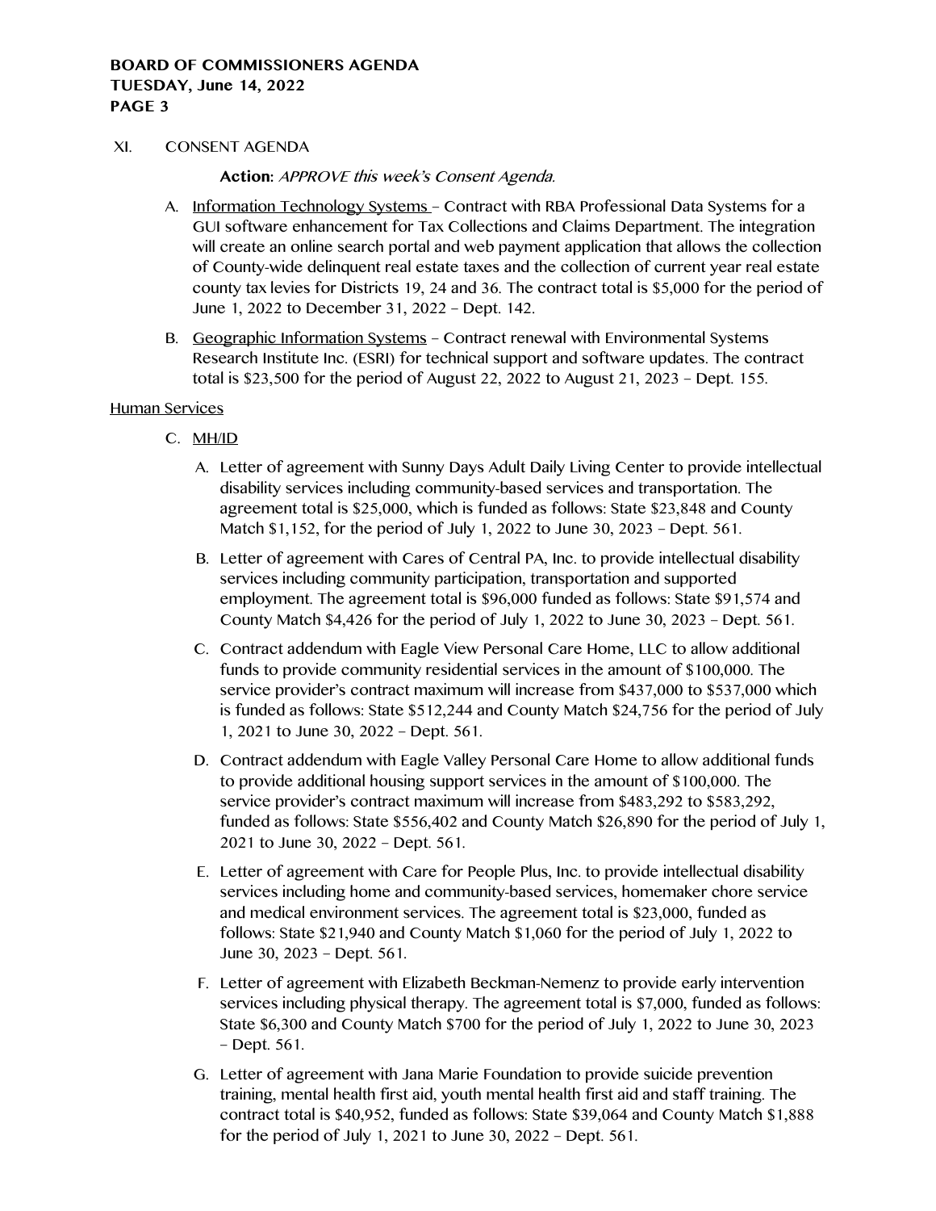XI. CONSENT AGENDA

**Action:** *APPROVE this week's Consent Agenda.*

A. Information Technology Systems – Contract with RBA Professional Data Systems for a GUI software enhancement for Tax Collections and Claims Department. The integration will create an online search portal and web payment application that allows the collection of County-wide delinquent real estate taxes and the collection of current year real estate county tax levies for Districts 19, 24 and 36. The contract total is $5,000 for the period of June 1, 2022 to December 31, 2022 – Dept. 142.

B. Geographic Information Systems – Contract renewal with Environmental Systems Research Institute Inc. (ESRI) for technical support and software updates. The contract total is $23,500 for the period of August 22, 2022 to August 21, 2023 – Dept. 155.

Human Services

C. MH/ID

A. Letter of agreement with Sunny Days Adult Daily Living Center to provide intellectual disability services including community-based services and transportation. The agreement total is $25,000, which is funded as follows: State $23,848 and County Match $1,152, for the period of July 1, 2022 to June 30, 2023 – Dept. 561.

B. Letter of agreement with Cares of Central PA, Inc. to provide intellectual disability services including community participation, transportation and supported employment. The agreement total is $96,000 funded as follows: State $91,574 and County Match $4,426 for the period of July 1, 2022 to June 30, 2023 – Dept. 561.

C. Contract addendum with Eagle View Personal Care Home, LLC to allow additional funds to provide community residential services in the amount of $100,000. The service provider's contract maximum will increase from $437,000 to $537,000 which is funded as follows: State $512,244 and County Match $24,756 for the period of July 1, 2021 to June 30, 2022 – Dept. 561.

D. Contract addendum with Eagle Valley Personal Care Home to allow additional funds to provide additional housing support services in the amount of $100,000. The service provider's contract maximum will increase from $483,292 to $583,292, funded as follows: State $556,402 and County Match $26,890 for the period of July 1, 2021 to June 30, 2022 – Dept. 561.

E. Letter of agreement with Care for People Plus, Inc. to provide intellectual disability services including home and community-based services, homemaker chore service and medical environment services. The agreement total is $23,000, funded as follows: State $21,940 and County Match $1,060 for the period of July 1, 2022 to June 30, 2023 – Dept. 561.

F. Letter of agreement with Elizabeth Beckman-Nemenz to provide early intervention services including physical therapy. The agreement total is $7,000, funded as follows: State $6,300 and County Match $700 for the period of July 1, 2022 to June 30, 2023 – Dept. 561.

G. Letter of agreement with Jana Marie Foundation to provide suicide prevention training, mental health first aid, youth mental health first aid and staff training. The contract total is $40,952, funded as follows: State $39,064 and County Match $1,888 for the period of July 1, 2021 to June 30, 2022 – Dept. 561.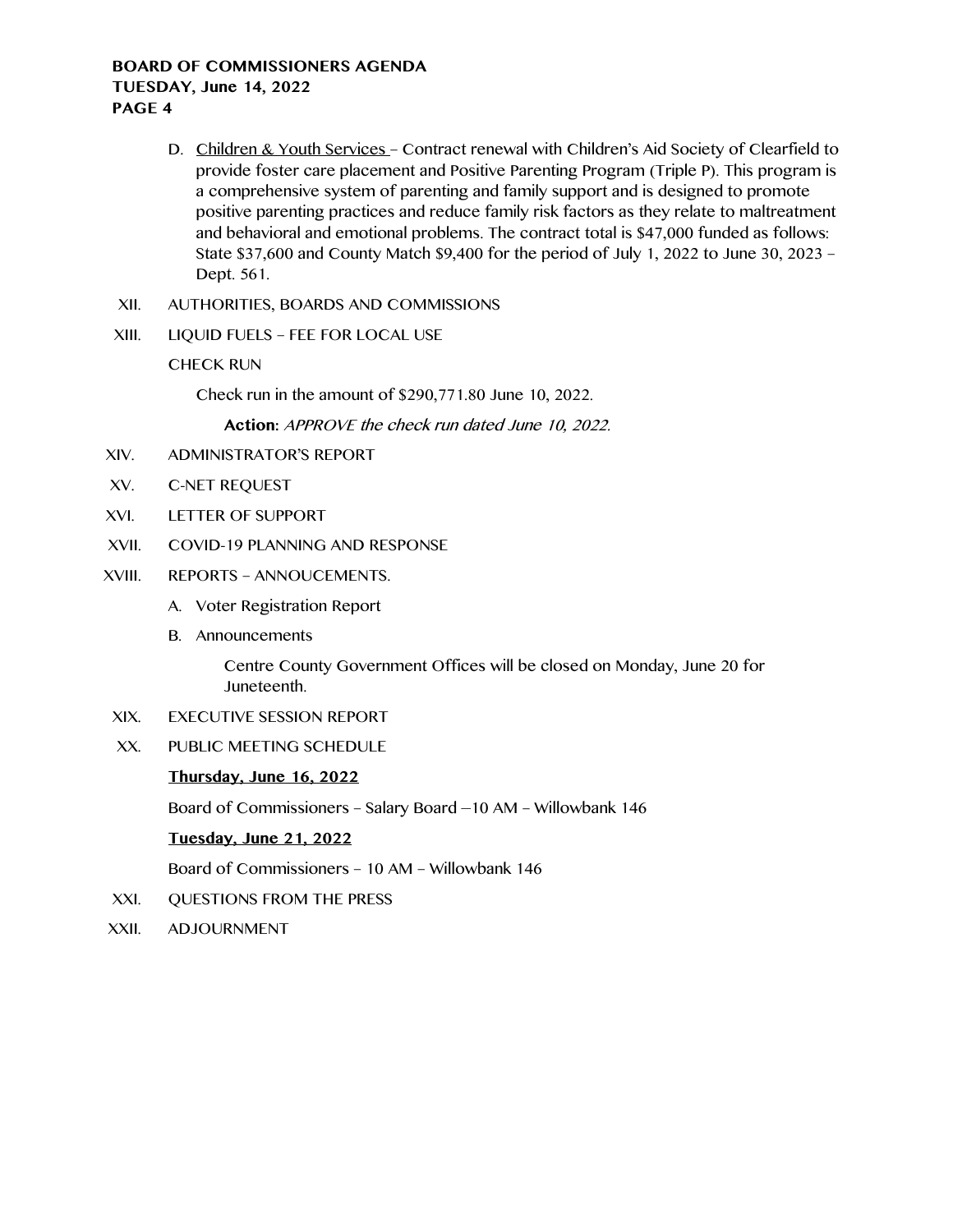D. Children & Youth Services – Contract renewal with Children's Aid Society of Clearfield to provide foster care placement and Positive Parenting Program (Triple P). This program is a comprehensive system of parenting and family support and is designed to promote positive parenting practices and reduce family risk factors as they relate to maltreatment and behavioral and emotional problems. The contract total is $47,000 funded as follows: State $37,600 and County Match $9,400 for the period of July 1, 2022 to June 30, 2023 – Dept. 561.

XII. AUTHORITIES, BOARDS AND COMMISSIONS

XIII. LIQUID FUELS – FEE FOR LOCAL USE

CHECK RUN

Check run in the amount of $290,771.80 June 10, 2022.

**Action:** *APPROVE the check run dated June 10, 2022.*

XIV. ADMINISTRATOR'S REPORT

XV. C-NET REQUEST

XVI. LETTER OF SUPPORT

XVII. COVID-19 PLANNING AND RESPONSE

XVIII. REPORTS – ANNOUCEMENTS.

A. Voter Registration Report

B. Announcements

Centre County Government Offices will be closed on Monday, June 20 for Juneteenth.

XIX. EXECUTIVE SESSION REPORT

XX. PUBLIC MEETING SCHEDULE

**Thursday, June 16, 2022**

Board of Commissioners – Salary Board –10 AM – Willowbank 146

**Tuesday, June 21, 2022**

Board of Commissioners – 10 AM – Willowbank 146

XXI. QUESTIONS FROM THE PRESS

XXII. ADJOURNMENT